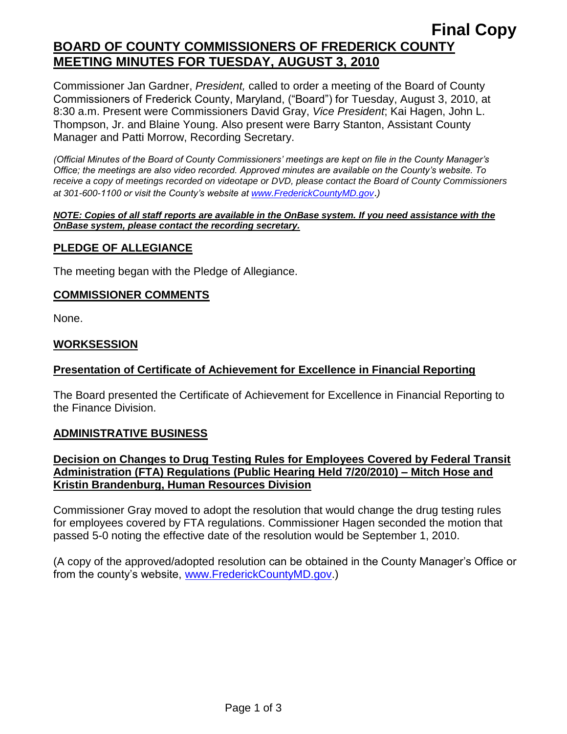**Final Copy**

# BOARD OF COUNTY COMMISSIONERS OF FREDERICK COUNTY MEETING MINUTES FOR TUESDAY, AUGUST 3, 2010

Commissioner Jan Gardner, *President,* called to order a meeting of the Board of County Commissioners of Frederick County, Maryland, ("Board") for Tuesday, August 3, 2010, at 8:30 a.m. Present were Commissioners David Gray, *Vice President*; Kai Hagen, John L. Thompson, Jr. and Blaine Young. Also present were Barry Stanton, Assistant County Manager and Patti Morrow, Recording Secretary.

*(Official Minutes of the Board of County Commissioners' meetings are kept on file in the County Manager's Office; the meetings are also video recorded. Approved minutes are available on the County's website. To receive a copy of meetings recorded on videotape or DVD, please contact the Board of County Commissioners at 301-600-1100 or visit the County's website at www.FrederickCountyMD.gov.)*

***NOTE: Copies of all staff reports are available in the OnBase system. If you need assistance with the OnBase system, please contact the recording secretary.***

## PLEDGE OF ALLEGIANCE

The meeting began with the Pledge of Allegiance.

## COMMISSIONER COMMENTS

None.

## WORKSESSION

### Presentation of Certificate of Achievement for Excellence in Financial Reporting

The Board presented the Certificate of Achievement for Excellence in Financial Reporting to the Finance Division.

## ADMINISTRATIVE BUSINESS

### Decision on Changes to Drug Testing Rules for Employees Covered by Federal Transit Administration (FTA) Regulations (Public Hearing Held 7/20/2010) – Mitch Hose and Kristin Brandenburg, Human Resources Division

Commissioner Gray moved to adopt the resolution that would change the drug testing rules for employees covered by FTA regulations. Commissioner Hagen seconded the motion that passed 5-0 noting the effective date of the resolution would be September 1, 2010.

(A copy of the approved/adopted resolution can be obtained in the County Manager's Office or from the county's website, www.FrederickCountyMD.gov.)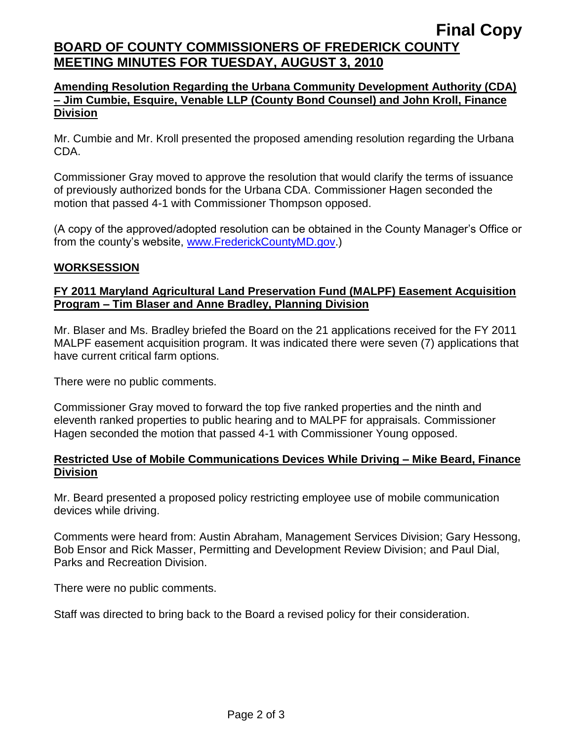**Amending Resolution Regarding the Urbana Community Development Authority (CDA) – Jim Cumbie, Esquire, Venable LLP (County Bond Counsel) and John Kroll, Finance Division**

Mr. Cumbie and Mr. Kroll presented the proposed amending resolution regarding the Urbana CDA.

Commissioner Gray moved to approve the resolution that would clarify the terms of issuance of previously authorized bonds for the Urbana CDA. Commissioner Hagen seconded the motion that passed 4-1 with Commissioner Thompson opposed.

(A copy of the approved/adopted resolution can be obtained in the County Manager's Office or from the county's website, www.FrederickCountyMD.gov.)

## WORKSESSION

**FY 2011 Maryland Agricultural Land Preservation Fund (MALPF) Easement Acquisition Program – Tim Blaser and Anne Bradley, Planning Division**

Mr. Blaser and Ms. Bradley briefed the Board on the 21 applications received for the FY 2011 MALPF easement acquisition program. It was indicated there were seven (7) applications that have current critical farm options.

There were no public comments.

Commissioner Gray moved to forward the top five ranked properties and the ninth and eleventh ranked properties to public hearing and to MALPF for appraisals. Commissioner Hagen seconded the motion that passed 4-1 with Commissioner Young opposed.

**Restricted Use of Mobile Communications Devices While Driving – Mike Beard, Finance Division**

Mr. Beard presented a proposed policy restricting employee use of mobile communication devices while driving.

Comments were heard from: Austin Abraham, Management Services Division; Gary Hessong, Bob Ensor and Rick Masser, Permitting and Development Review Division; and Paul Dial, Parks and Recreation Division.

There were no public comments.

Staff was directed to bring back to the Board a revised policy for their consideration.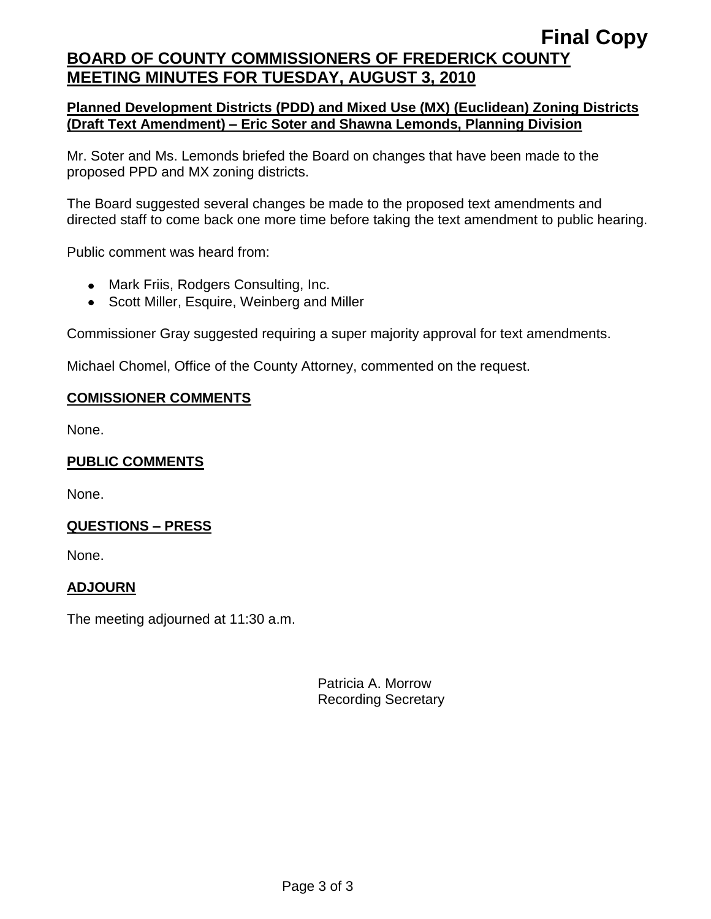**Final Copy**

# BOARD OF COUNTY COMMISSIONERS OF FREDERICK COUNTY MEETING MINUTES FOR TUESDAY, AUGUST 3, 2010

## Planned Development Districts (PDD) and Mixed Use (MX) (Euclidean) Zoning Districts (Draft Text Amendment) – Eric Soter and Shawna Lemonds, Planning Division

Mr. Soter and Ms. Lemonds briefed the Board on changes that have been made to the proposed PPD and MX zoning districts.

The Board suggested several changes be made to the proposed text amendments and directed staff to come back one more time before taking the text amendment to public hearing.

Public comment was heard from:

- Mark Friis, Rodgers Consulting, Inc.
- Scott Miller, Esquire, Weinberg and Miller

Commissioner Gray suggested requiring a super majority approval for text amendments.

Michael Chomel, Office of the County Attorney, commented on the request.

## COMISSIONER COMMENTS

None.

## PUBLIC COMMENTS

None.

## QUESTIONS – PRESS

None.

## ADJOURN

The meeting adjourned at 11:30 a.m.

Patricia A. Morrow
Recording Secretary